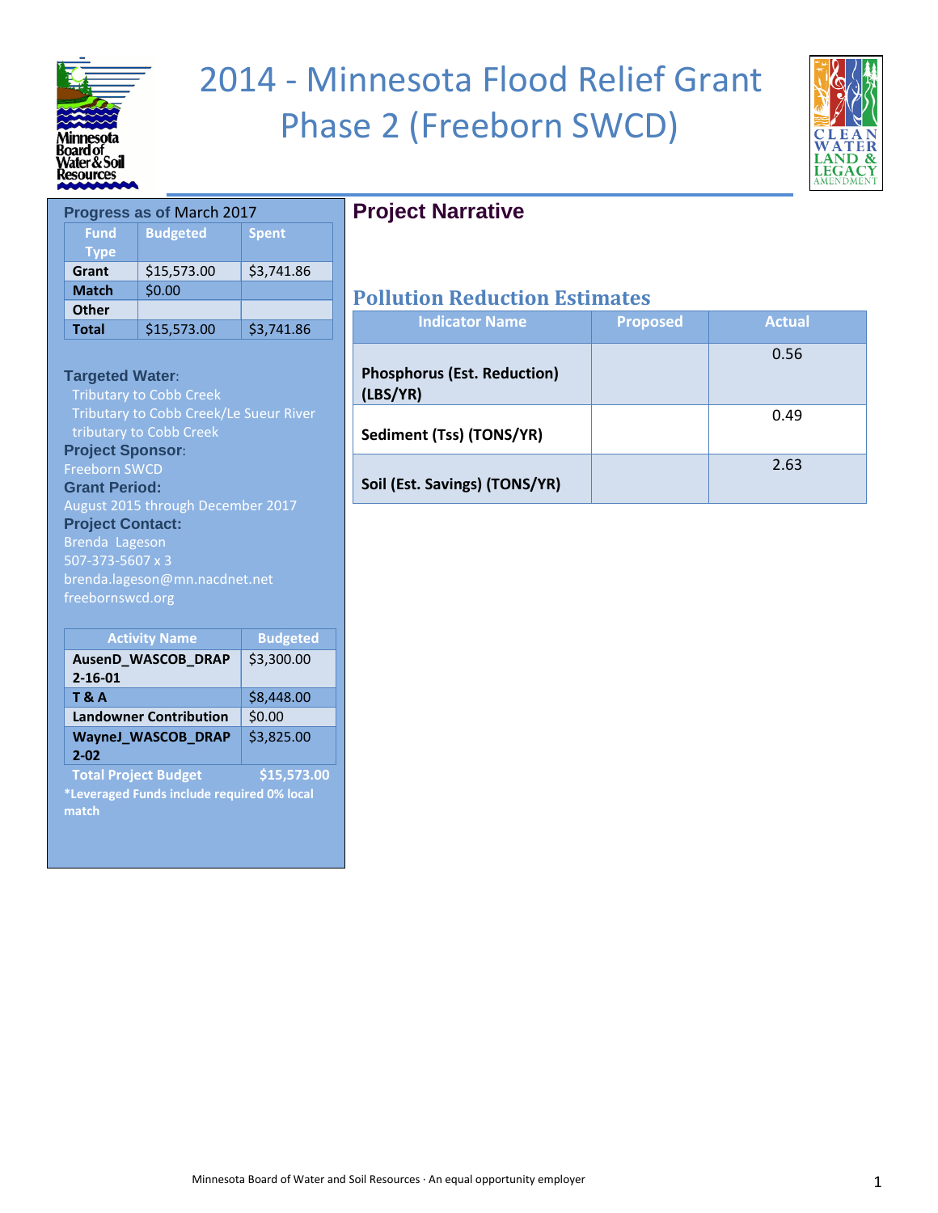# 2014 - Minnesota Flood Relief Grant Phase 2 (Freeborn SWCD)

**Progress as of March 2017**

| Fund Type | Budgeted | Spent |
|---|---|---|
| Grant | $15,573.00 | $3,741.86 |
| Match | $0.00 | |
| Other | | |
| Total | $15,573.00 | $3,741.86 |

**Targeted Water:**
Tributary to Cobb Creek
Tributary to Cobb Creek/Le Sueur River
tributary to Cobb Creek

**Project Sponsor:**
Freeborn SWCD

**Grant Period:**
August 2015 through December 2017

**Project Contact:**
Brenda Lageson
507-373-5607 x 3
brenda.lageson@mn.nacdnet.net
freebornswcd.org

| Activity Name | Budgeted |
|---|---|
| AusenD_WASCOB_DRAP 2-16-01 | $3,300.00 |
| T & A | $8,448.00 |
| Landowner Contribution | $0.00 |
| WayneJ_WASCOB_DRAP 2-02 | $3,825.00 |
| Total Project Budget | $15,573.00 |

*Leveraged Funds include required 0% local match

## Project Narrative

## Pollution Reduction Estimates

| Indicator Name | Proposed | Actual |
|---|---|---|
| Phosphorus (Est. Reduction) (LBS/YR) | | 0.56 |
| Sediment (Tss) (TONS/YR) | | 0.49 |
| Soil (Est. Savings) (TONS/YR) | | 2.63 |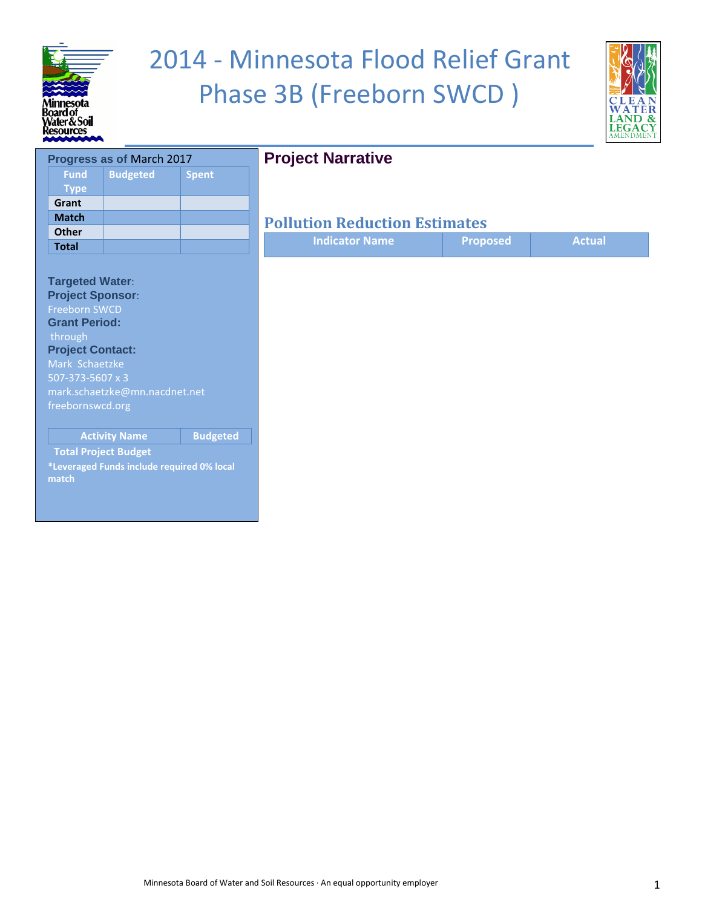# 2014 - Minnesota Flood Relief Grant Phase 3B (Freeborn SWCD )

Progress as of March 2017

| Fund Type | Budgeted | Spent |
| --- | --- | --- |
| Grant | | |
| Match | | |
| Other | | |
| Total | | |

**Targeted Water**:

**Project Sponsor**:

Freeborn SWCD

**Grant Period:**

through

**Project Contact:**

Mark Schaetzke

507-373-5607 x 3

mark.schaetzke@mn.nacdnet.net

freebornswcd.org

| Activity Name | Budgeted |
| --- | --- |
| Total Project Budget | |

**\*Leveraged Funds include required 0% local match**

## Project Narrative

## Pollution Reduction Estimates

| Indicator Name | Proposed | Actual |
| --- | --- | --- |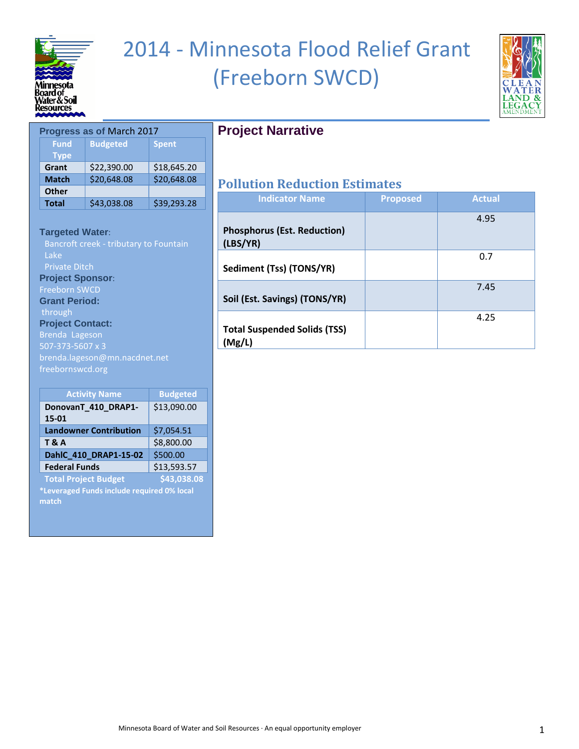# 2014 - Minnesota Flood Relief Grant (Freeborn SWCD)

**Progress as of March 2017**

| Fund Type | Budgeted | Spent |
|---|---|---|
| **Grant** | $22,390.00 | $18,645.20 |
| **Match** | $20,648.08 | $20,648.08 |
| **Other** | | |
| **Total** | $43,038.08 | $39,293.28 |

**Targeted Water:**
Bancroft creek - tributary to Fountain Lake
Private Ditch

**Project Sponsor:**
Freeborn SWCD

**Grant Period:**
through

**Project Contact:**
Brenda Lageson
507-373-5607 x 3
brenda.lageson@mn.nacdnet.net
freebornswcd.org

| Activity Name | Budgeted |
|---|---|
| **DonovanT_410_DRAP1-15-01** | $13,090.00 |
| **Landowner Contribution** | $7,054.51 |
| **T & A** | $8,800.00 |
| **DahlC_410_DRAP1-15-02** | $500.00 |
| **Federal Funds** | $13,593.57 |
| **Total Project Budget** | **$43,038.08** |

***Leveraged Funds include required 0% local match**

## Project Narrative

## Pollution Reduction Estimates

| Indicator Name | Proposed | Actual |
|---|---|---|
| **Phosphorus (Est. Reduction) (LBS/YR)** | | 4.95 |
| **Sediment (Tss) (TONS/YR)** | | 0.7 |
| **Soil (Est. Savings) (TONS/YR)** | | 7.45 |
| **Total Suspended Solids (TSS) (Mg/L)** | | 4.25 |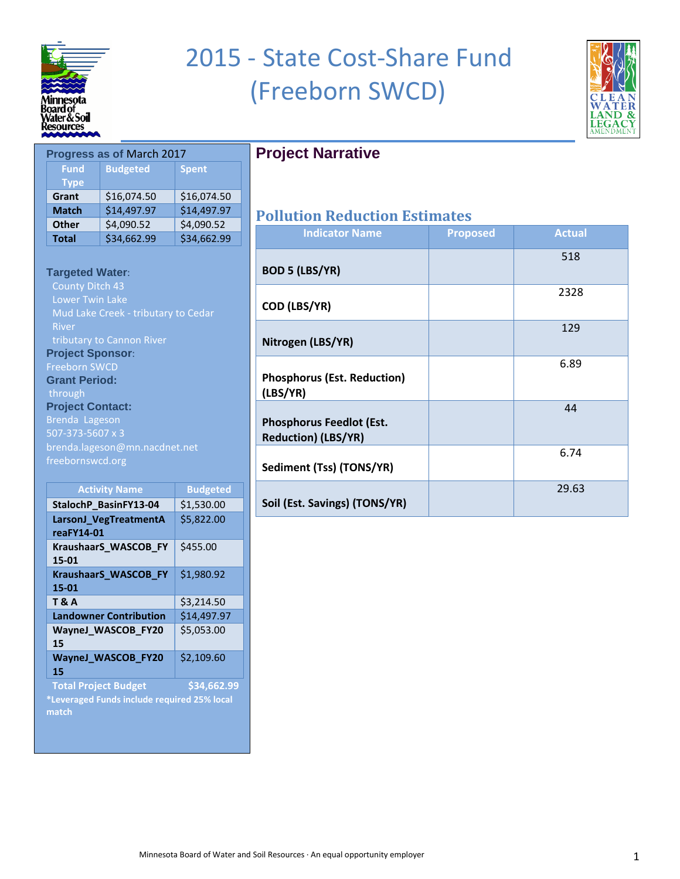# 2015 - State Cost-Share Fund (Freeborn SWCD)

**Progress as of March 2017**

| Fund Type | Budgeted | Spent |
|---|---|---|
| **Grant** | $16,074.50 | $16,074.50 |
| **Match** | $14,497.97 | $14,497.97 |
| **Other** | $4,090.52 | $4,090.52 |
| **Total** | $34,662.99 | $34,662.99 |

**Targeted Water:**
County Ditch 43
Lower Twin Lake
Mud Lake Creek - tributary to Cedar River
tributary to Cannon River

**Project Sponsor:**
Freeborn SWCD

**Grant Period:**
through

**Project Contact:**
Brenda Lageson
507-373-5607 x 3
brenda.lageson@mn.nacdnet.net
freebornswcd.org

| Activity Name | Budgeted |
|---|---|
| **StalochP_BasinFY13-04** | $1,530.00 |
| **LarsonJ_VegTreatmentAreaFY14-01** | $5,822.00 |
| **KraushaarS_WASCOB_FY15-01** | $455.00 |
| **KraushaarS_WASCOB_FY15-01** | $1,980.92 |
| **T & A** | $3,214.50 |
| **Landowner Contribution** | $14,497.97 |
| **WayneJ_WASCOB_FY2015** | $5,053.00 |
| **WayneJ_WASCOB_FY2015** | $2,109.60 |
| **Total Project Budget** | **$34,662.99** |

***Leveraged Funds include required 25% local match**

## Project Narrative

## Pollution Reduction Estimates

| Indicator Name | Proposed | Actual |
|---|---|---|
| **BOD 5 (LBS/YR)** | | 518 |
| **COD (LBS/YR)** | | 2328 |
| **Nitrogen (LBS/YR)** | | 129 |
| **Phosphorus (Est. Reduction) (LBS/YR)** | | 6.89 |
| **Phosphorus Feedlot (Est. Reduction) (LBS/YR)** | | 44 |
| **Sediment (Tss) (TONS/YR)** | | 6.74 |
| **Soil (Est. Savings) (TONS/YR)** | | 29.63 |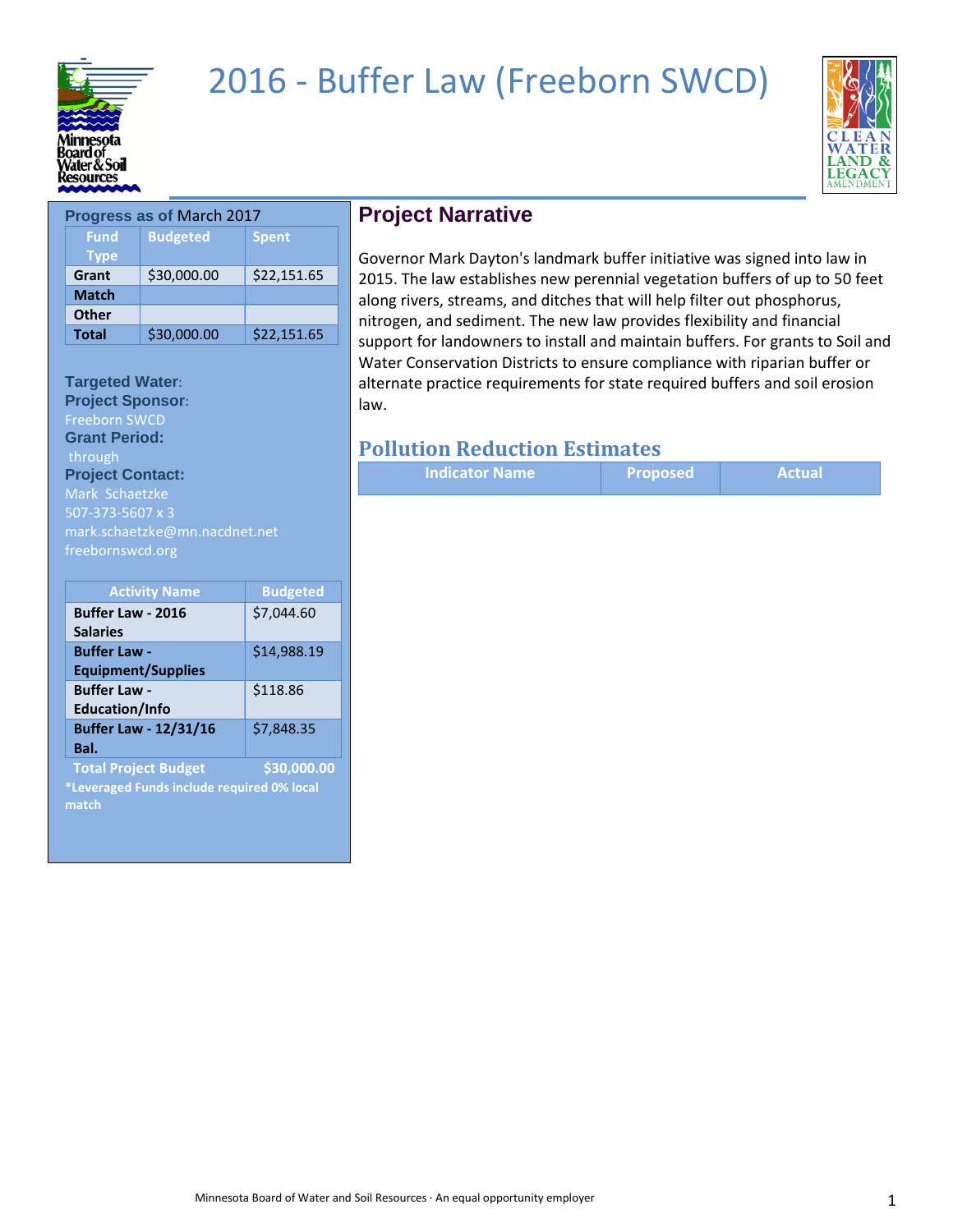# 2016 - Buffer Law (Freeborn SWCD)

**Progress as of March 2017**

| Fund Type | Budgeted | Spent |
|---|---|---|
| **Grant** | $30,000.00 | $22,151.65 |
| **Match** | | |
| **Other** | | |
| **Total** | $30,000.00 | $22,151.65 |

**Targeted Water:**

**Project Sponsor:**
Freeborn SWCD

**Grant Period:**
through

**Project Contact:**
Mark Schaetzke
507-373-5607 x 3
mark.schaetzke@mn.nacdnet.net
freebornswcd.org

| Activity Name | Budgeted |
|---|---|
| **Buffer Law - 2016 Salaries** | $7,044.60 |
| **Buffer Law - Equipment/Supplies** | $14,988.19 |
| **Buffer Law - Education/Info** | $118.86 |
| **Buffer Law - 12/31/16 Bal.** | $7,848.35 |
| **Total Project Budget** | **$30,000.00** |

***Leveraged Funds include required 0% local match**

## Project Narrative

Governor Mark Dayton's landmark buffer initiative was signed into law in 2015. The law establishes new perennial vegetation buffers of up to 50 feet along rivers, streams, and ditches that will help filter out phosphorus, nitrogen, and sediment. The new law provides flexibility and financial support for landowners to install and maintain buffers. For grants to Soil and Water Conservation Districts to ensure compliance with riparian buffer or alternate practice requirements for state required buffers and soil erosion law.

## Pollution Reduction Estimates

| Indicator Name | Proposed | Actual |
|---|---|---|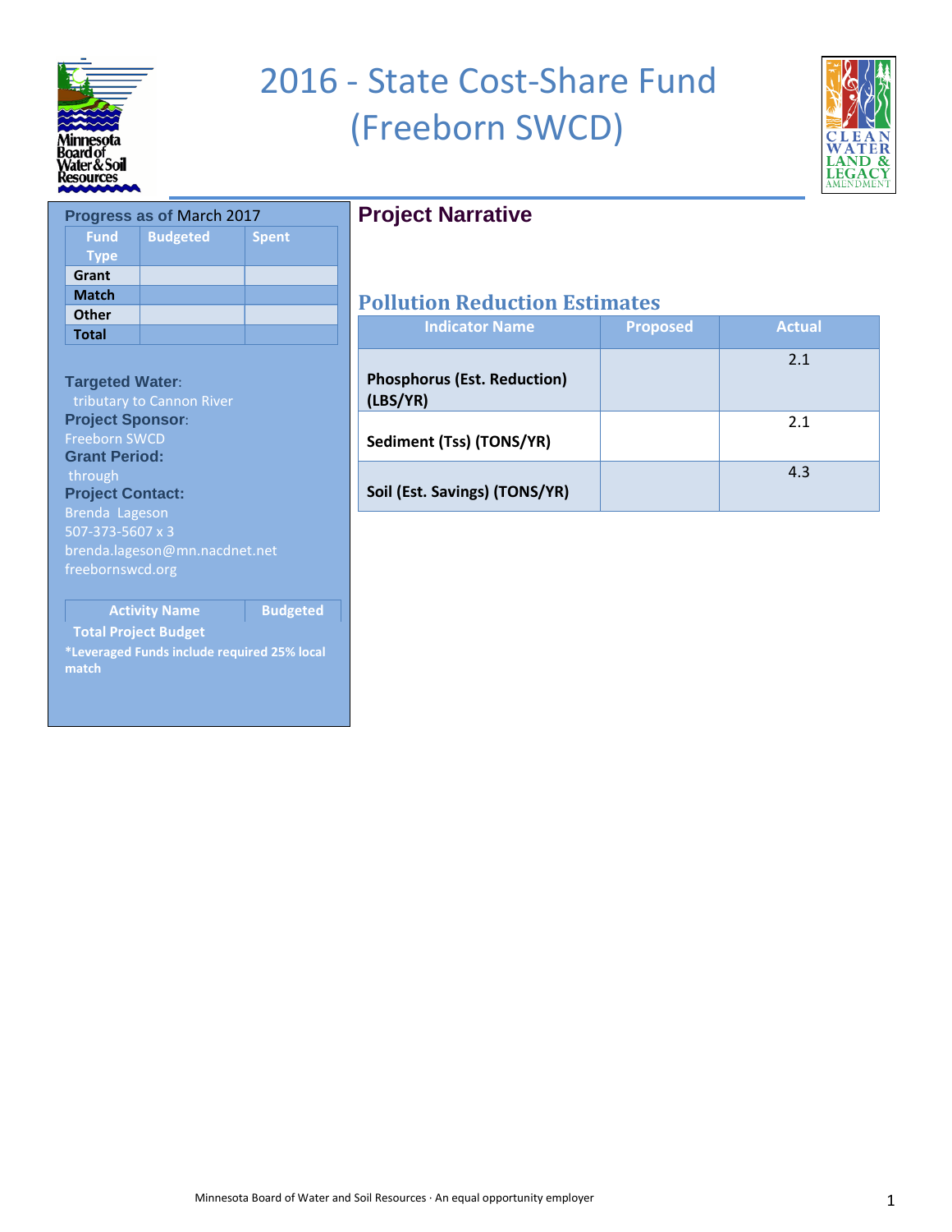# 2016 - State Cost-Share Fund (Freeborn SWCD)

**Progress as of March 2017**

| Fund Type | Budgeted | Spent |
|---|---|---|
| Grant | | |
| Match | | |
| Other | | |
| Total | | |

**Targeted Water:**
tributary to Cannon River

**Project Sponsor:**
Freeborn SWCD

**Grant Period:**
through

**Project Contact:**
Brenda Lageson
507-373-5607 x 3
brenda.lageson@mn.nacdnet.net
freebornswcd.org

| Activity Name | Budgeted |
|---|---|
| Total Project Budget | |

*Leveraged Funds include required 25% local match

## Project Narrative

## Pollution Reduction Estimates

| Indicator Name | Proposed | Actual |
|---|---|---|
| Phosphorus (Est. Reduction) (LBS/YR) | | 2.1 |
| Sediment (Tss) (TONS/YR) | | 2.1 |
| Soil (Est. Savings) (TONS/YR) | | 4.3 |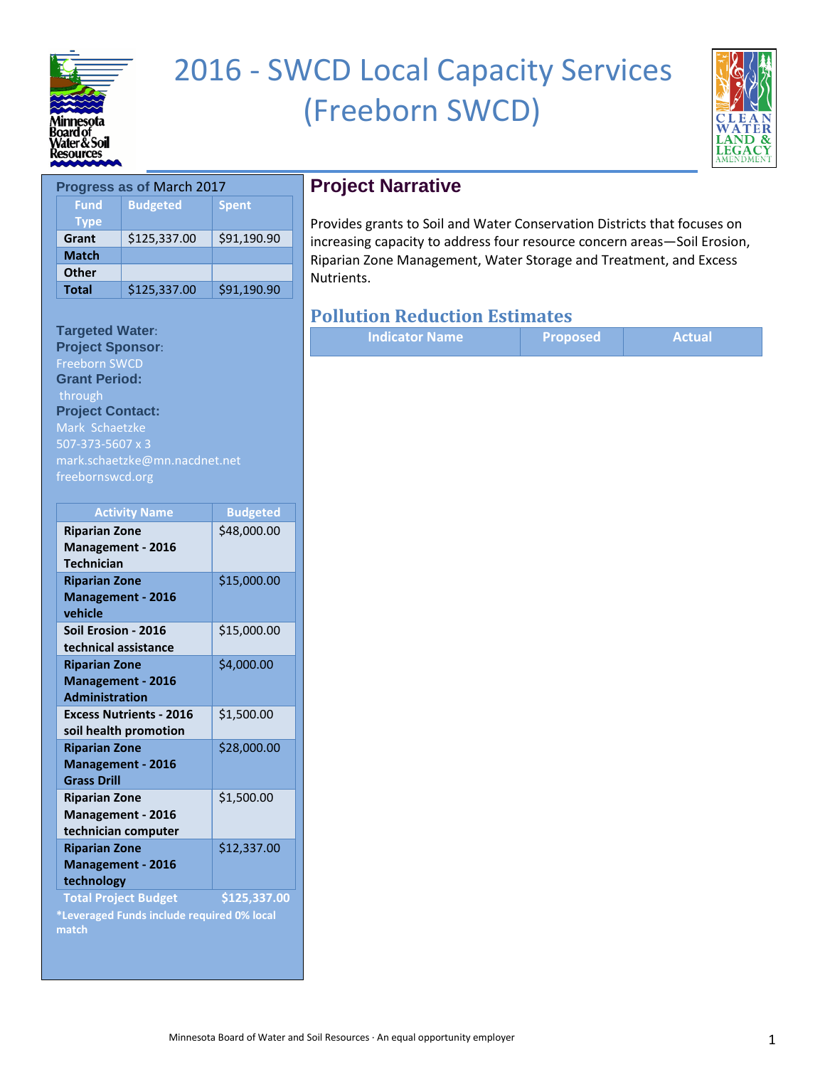# 2016 - SWCD Local Capacity Services (Freeborn SWCD)

**Progress as of March 2017**

| Fund Type | Budgeted | Spent |
|---|---|---|
| Grant | $125,337.00 | $91,190.90 |
| Match | | |
| Other | | |
| Total | $125,337.00 | $91,190.90 |

**Targeted Water:**

**Project Sponsor:**
Freeborn SWCD

**Grant Period:**
through

**Project Contact:**
Mark Schaetzke
507-373-5607 x 3
mark.schaetzke@mn.nacdnet.net
freebornswcd.org

| Activity Name | Budgeted |
|---|---|
| Riparian Zone Management - 2016 Technician | $48,000.00 |
| Riparian Zone Management - 2016 vehicle | $15,000.00 |
| Soil Erosion - 2016 technical assistance | $15,000.00 |
| Riparian Zone Management - 2016 Administration | $4,000.00 |
| Excess Nutrients - 2016 soil health promotion | $1,500.00 |
| Riparian Zone Management - 2016 Grass Drill | $28,000.00 |
| Riparian Zone Management - 2016 technician computer | $1,500.00 |
| Riparian Zone Management - 2016 technology | $12,337.00 |
| **Total Project Budget** | **$125,337.00** |

***Leveraged Funds include required 0% local match**

## Project Narrative

Provides grants to Soil and Water Conservation Districts that focuses on increasing capacity to address four resource concern areas—Soil Erosion, Riparian Zone Management, Water Storage and Treatment, and Excess Nutrients.

## Pollution Reduction Estimates

| Indicator Name | Proposed | Actual |
|---|---|---|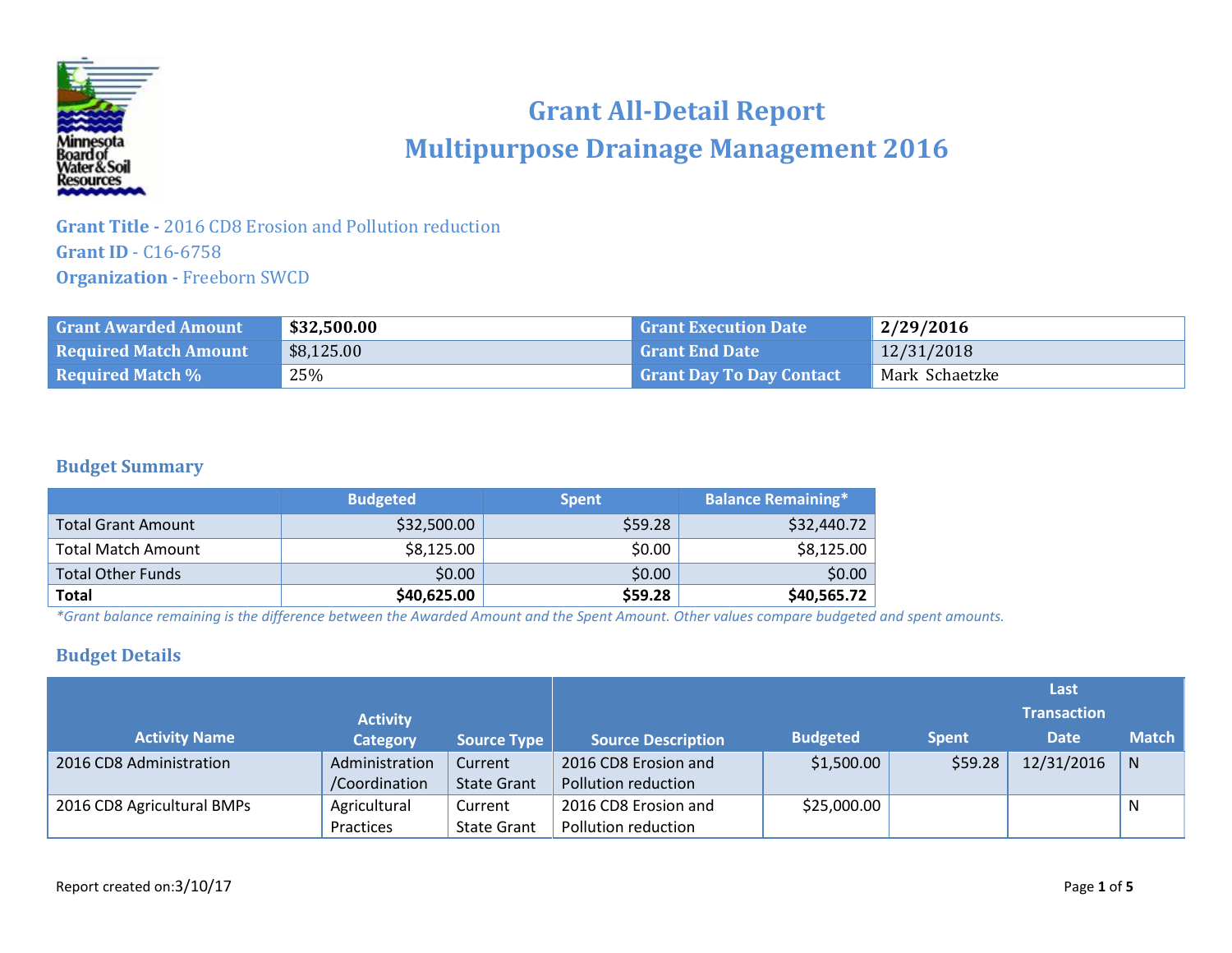# Grant All-Detail Report
# Multipurpose Drainage Management 2016

**Grant Title -** 2016 CD8 Erosion and Pollution reduction
**Grant ID** - C16-6758
**Organization -** Freeborn SWCD

| Grant Awarded Amount | **$32,500.00** | Grant Execution Date | **2/29/2016** |
|---|---|---|---|
| Required Match Amount | $8,125.00 | Grant End Date | 12/31/2018 |
| Required Match % | 25% | Grant Day To Day Contact | Mark Schaetzke |

## Budget Summary

| | Budgeted | Spent | Balance Remaining* |
|---|---|---|---|
| Total Grant Amount | $32,500.00 | $59.28 | $32,440.72 |
| Total Match Amount | $8,125.00 | $0.00 | $8,125.00 |
| Total Other Funds | $0.00 | $0.00 | $0.00 |
| **Total** | **$40,625.00** | **$59.28** | **$40,565.72** |

*\*Grant balance remaining is the difference between the Awarded Amount and the Spent Amount. Other values compare budgeted and spent amounts.*

## Budget Details

| Activity Name | Activity Category | Source Type | Source Description | Budgeted | Spent | Last Transaction Date | Match |
|---|---|---|---|---|---|---|---|
| 2016 CD8 Administration | Administration /Coordination | Current State Grant | 2016 CD8 Erosion and Pollution reduction | $1,500.00 | $59.28 | 12/31/2016 | N |
| 2016 CD8 Agricultural BMPs | Agricultural Practices | Current State Grant | 2016 CD8 Erosion and Pollution reduction | $25,000.00 | | | N |

Report created on:3/10/17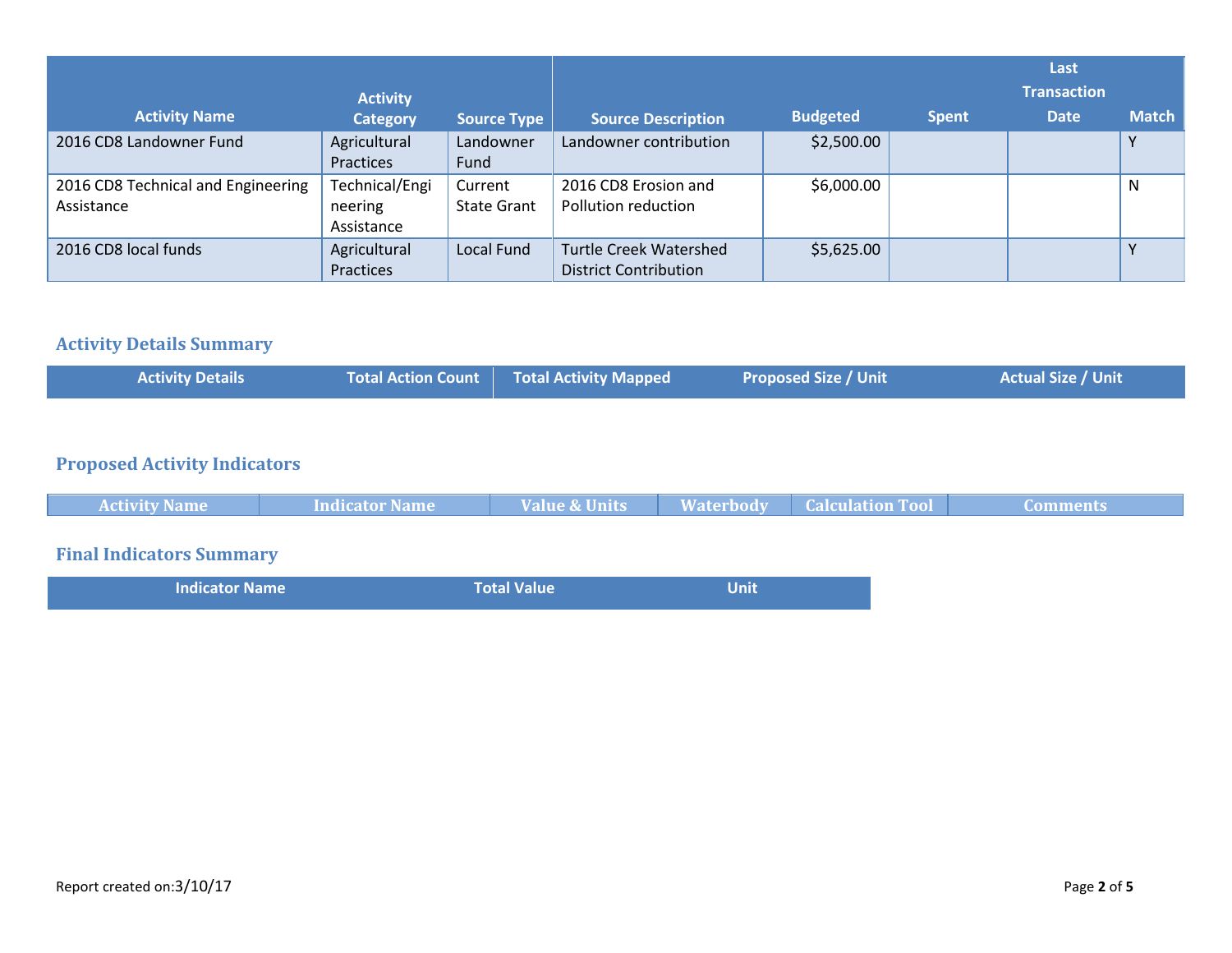| Activity Name | Activity Category | Source Type | Source Description | Budgeted | Spent | Last Transaction Date | Match |
|---|---|---|---|---|---|---|---|
| 2016 CD8 Landowner Fund | Agricultural Practices | Landowner Fund | Landowner contribution | $2,500.00 | | | Y |
| 2016 CD8 Technical and Engineering Assistance | Technical/Engineering Assistance | Current State Grant | 2016 CD8 Erosion and Pollution reduction | $6,000.00 | | | N |
| 2016 CD8 local funds | Agricultural Practices | Local Fund | Turtle Creek Watershed District Contribution | $5,625.00 | | | Y |

## Activity Details Summary

| Activity Details | Total Action Count | Total Activity Mapped | Proposed Size / Unit | Actual Size / Unit |
|---|---|---|---|---|

## Proposed Activity Indicators

| Activity Name | Indicator Name | Value & Units | Waterbody | Calculation Tool | Comments |
|---|---|---|---|---|---|

## Final Indicators Summary

| Indicator Name | Total Value | Unit |
|---|---|---|

Report created on:3/10/17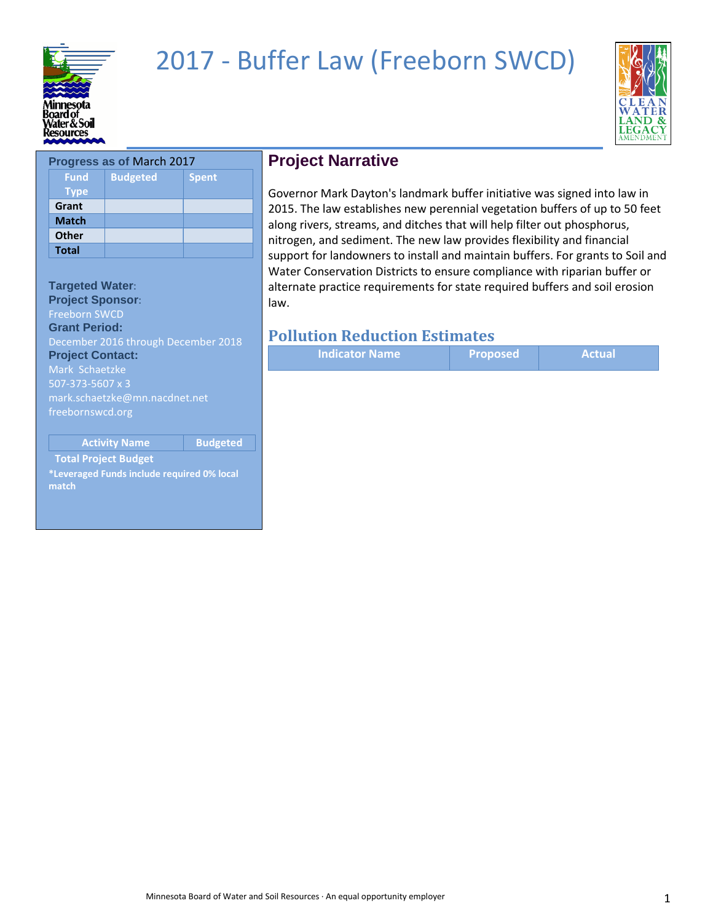# 2017 - Buffer Law (Freeborn SWCD)

### Progress as of March 2017

| Fund Type | Budgeted | Spent |
|---|---|---|
| Grant | | |
| Match | | |
| Other | | |
| Total | | |

**Targeted Water**:

**Project Sponsor**:
Freeborn SWCD

**Grant Period:**
December 2016 through December 2018

**Project Contact:**
Mark Schaetzke
507-373-5607 x 3
mark.schaetzke@mn.nacdnet.net
freebornswcd.org

| Activity Name | Budgeted |
|---|---|
| Total Project Budget | |

*Leveraged Funds include required 0% local match

## Project Narrative

Governor Mark Dayton's landmark buffer initiative was signed into law in 2015. The law establishes new perennial vegetation buffers of up to 50 feet along rivers, streams, and ditches that will help filter out phosphorus, nitrogen, and sediment. The new law provides flexibility and financial support for landowners to install and maintain buffers. For grants to Soil and Water Conservation Districts to ensure compliance with riparian buffer or alternate practice requirements for state required buffers and soil erosion law.

## Pollution Reduction Estimates

| Indicator Name | Proposed | Actual |
|---|---|---|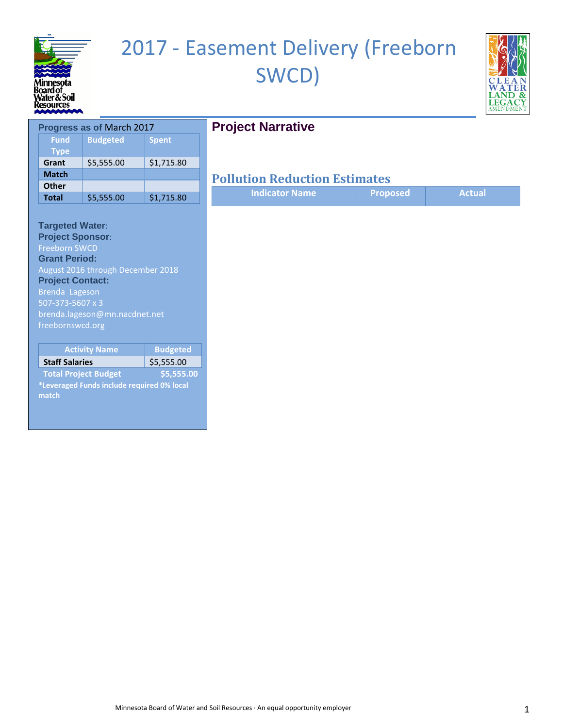# 2017 - Easement Delivery (Freeborn SWCD)

**Progress as of March 2017**

| Fund Type | Budgeted | Spent |
|---|---|---|
| Grant | $5,555.00 | $1,715.80 |
| Match | | |
| Other | | |
| Total | $5,555.00 | $1,715.80 |

**Targeted Water**:

**Project Sponsor**:
Freeborn SWCD

**Grant Period:**
August 2016 through December 2018

**Project Contact:**
Brenda Lageson
507-373-5607 x 3
brenda.lageson@mn.nacdnet.net
freebornswcd.org

| Activity Name | Budgeted |
|---|---|
| Staff Salaries | $5,555.00 |
| Total Project Budget | $5,555.00 |

*Leveraged Funds include required 0% local match

## Project Narrative

## Pollution Reduction Estimates

| Indicator Name | Proposed | Actual |
|---|---|---|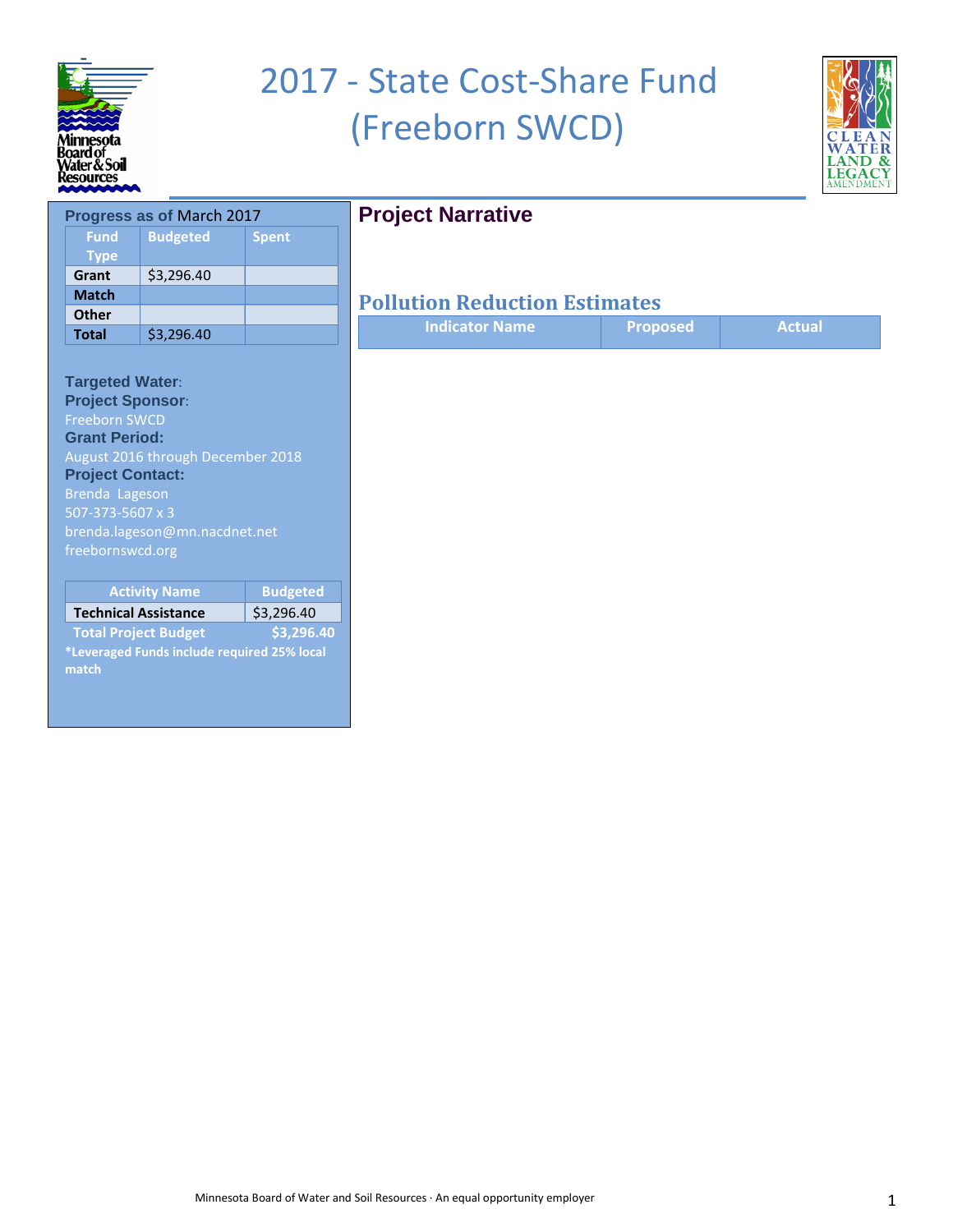# 2017 - State Cost-Share Fund (Freeborn SWCD)

## Progress as of March 2017

| Fund Type | Budgeted | Spent |
|---|---|---|
| Grant | $3,296.40 | |
| Match | | |
| Other | | |
| Total | $3,296.40 | |

**Targeted Water**:

**Project Sponsor**:
Freeborn SWCD

**Grant Period:**
August 2016 through December 2018

**Project Contact:**
Brenda Lageson
507-373-5607 x 3
brenda.lageson@mn.nacdnet.net
freebornswcd.org

| Activity Name | Budgeted |
|---|---|
| Technical Assistance | $3,296.40 |
| Total Project Budget | $3,296.40 |

*Leveraged Funds include required 25% local match

## Project Narrative

## Pollution Reduction Estimates

| Indicator Name | Proposed | Actual |
|---|---|---|

Minnesota Board of Water and Soil Resources · An equal opportunity employer